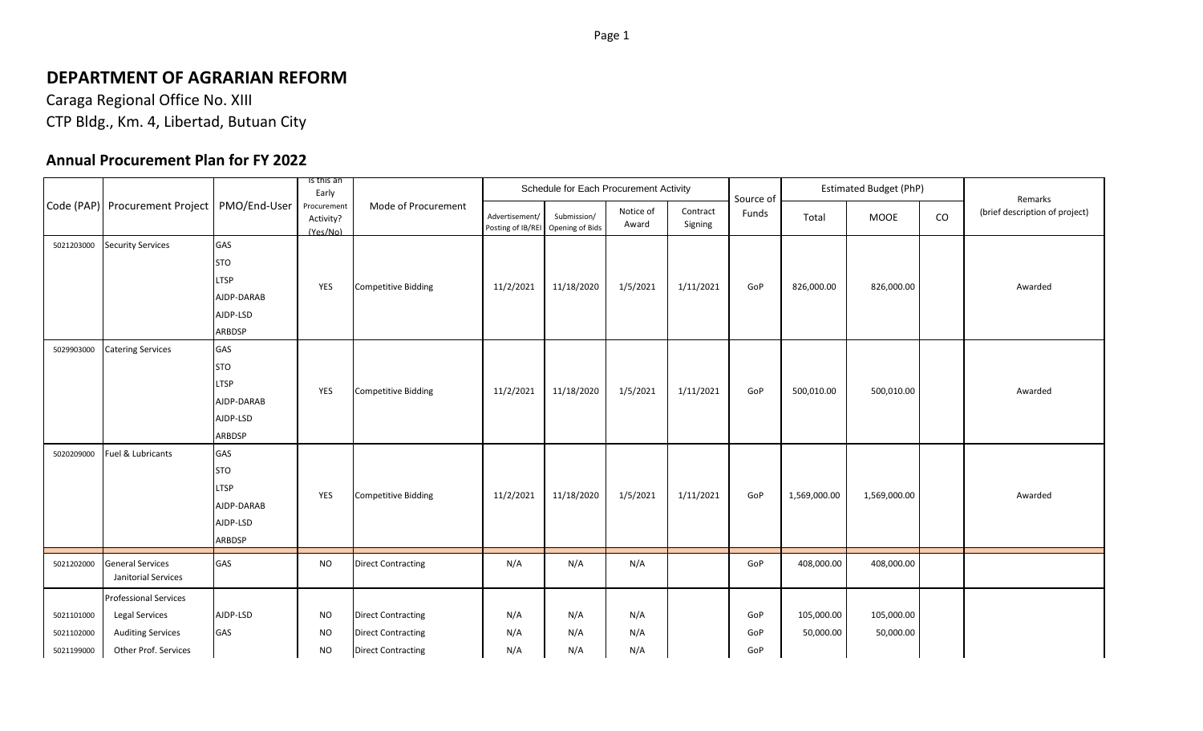# DEPARTMENT OF AGRARIAN REFORM

Caraga Regional Office No. XIII

CTP Bldg., Km. 4, Libertad, Butuan City

## Annual Procurement Plan for FY 2022

| Code (PAP) | Procurement Project | PMO/End-User | Is this an Early Procurement Activity? (Yes/No) | Mode of Procurement | Schedule for Each Procurement Activity | | | | Source of Funds | Estimated Budget (PhP) | | | Remarks (brief description of project) |
|---|---|---|---|---|---|---|---|---|---|---|---|---|---|
| | | | | | Advertisement/ Posting of IB/REI | Submission/ Opening of Bids | Notice of Award | Contract Signing | | Total | MOOE | CO | |
| 5021203000 | Security Services | GAS<br>STO<br>LTSP<br>AJDP-DARAB<br>AJDP-LSD<br>ARBDSP | YES | Competitive Bidding | 11/2/2021 | 11/18/2020 | 1/5/2021 | 1/11/2021 | GoP | 826,000.00 | 826,000.00 | | Awarded |
| 5029903000 | Catering Services | GAS<br>STO<br>LTSP<br>AJDP-DARAB<br>AJDP-LSD<br>ARBDSP | YES | Competitive Bidding | 11/2/2021 | 11/18/2020 | 1/5/2021 | 1/11/2021 | GoP | 500,010.00 | 500,010.00 | | Awarded |
| 5020209000 | Fuel & Lubricants | GAS<br>STO<br>LTSP<br>AJDP-DARAB<br>AJDP-LSD<br>ARBDSP | YES | Competitive Bidding | 11/2/2021 | 11/18/2020 | 1/5/2021 | 1/11/2021 | GoP | 1,569,000.00 | 1,569,000.00 | | Awarded |
| 5021202000 | General Services<br>Janitorial Services | GAS | NO | Direct Contracting | N/A | N/A | N/A | | GoP | 408,000.00 | 408,000.00 | | |
| | Professional Services | | | | | | | | | | | | |
| 5021101000 | Legal Services | AJDP-LSD | NO | Direct Contracting | N/A | N/A | N/A | | GoP | 105,000.00 | 105,000.00 | | |
| 5021102000 | Auditing Services | GAS | NO | Direct Contracting | N/A | N/A | N/A | | GoP | 50,000.00 | 50,000.00 | | |
| 5021199000 | Other Prof. Services | | NO | Direct Contracting | N/A | N/A | N/A | | GoP | | | | |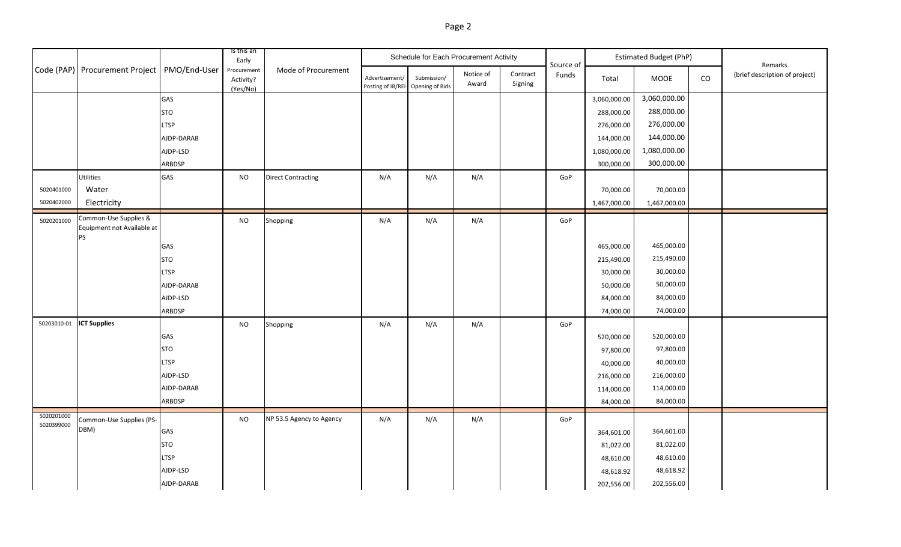| Code (PAP) | Procurement Project | PMO/End-User | Is this an Early Procurement Activity? (Yes/No) | Mode of Procurement | Schedule for Each Procurement Activity | | | | Source of Funds | Estimated Budget (PhP) | | | Remarks (brief description of project) |
|---|---|---|---|---|---|---|---|---|---|---|---|---|---|
| | | | | | Advertisement/ Posting of IB/REI | Submission/ Opening of Bids | Notice of Award | Contract Signing | | Total | MOOE | CO | |
| | | GAS | | | | | | | | 3,060,000.00 | 3,060,000.00 | | |
| | | STO | | | | | | | | 288,000.00 | 288,000.00 | | |
| | | LTSP | | | | | | | | 276,000.00 | 276,000.00 | | |
| | | AJDP-DARAB | | | | | | | | 144,000.00 | 144,000.00 | | |
| | | AJDP-LSD | | | | | | | | 1,080,000.00 | 1,080,000.00 | | |
| | | ARBDSP | | | | | | | | 300,000.00 | 300,000.00 | | |
| | Utilities | GAS | NO | Direct Contracting | N/A | N/A | N/A | | GoP | | | | |
| 5020401000 | Water | | | | | | | | | 70,000.00 | 70,000.00 | | |
| 5020402000 | Electricity | | | | | | | | | 1,467,000.00 | 1,467,000.00 | | |
| 5020201000 | Common-Use Supplies & Equipment not Available at PS | | NO | Shopping | N/A | N/A | N/A | | GoP | | | | |
| | | GAS | | | | | | | | 465,000.00 | 465,000.00 | | |
| | | STO | | | | | | | | 215,490.00 | 215,490.00 | | |
| | | LTSP | | | | | | | | 30,000.00 | 30,000.00 | | |
| | | AJDP-DARAB | | | | | | | | 50,000.00 | 50,000.00 | | |
| | | AJDP-LSD | | | | | | | | 84,000.00 | 84,000.00 | | |
| | | ARBDSP | | | | | | | | 74,000.00 | 74,000.00 | | |
| 50203010-01 | **ICT Supplies** | | NO | Shopping | N/A | N/A | N/A | | GoP | | | | |
| | | GAS | | | | | | | | 520,000.00 | 520,000.00 | | |
| | | STO | | | | | | | | 97,800.00 | 97,800.00 | | |
| | | LTSP | | | | | | | | 40,000.00 | 40,000.00 | | |
| | | AJDP-LSD | | | | | | | | 216,000.00 | 216,000.00 | | |
| | | AJDP-DARAB | | | | | | | | 114,000.00 | 114,000.00 | | |
| | | ARBDSP | | | | | | | | 84,000.00 | 84,000.00 | | |
| 5020201000 5020399000 | Common-Use Supplies (PS-DBM) | | NO | NP 53.5 Agency to Agency | N/A | N/A | N/A | | GoP | | | | |
| | | GAS | | | | | | | | 364,601.00 | 364,601.00 | | |
| | | STO | | | | | | | | 81,022.00 | 81,022.00 | | |
| | | LTSP | | | | | | | | 48,610.00 | 48,610.00 | | |
| | | AJDP-LSD | | | | | | | | 48,618.92 | 48,618.92 | | |
| | | AJDP-DARAB | | | | | | | | 202,556.00 | 202,556.00 | | |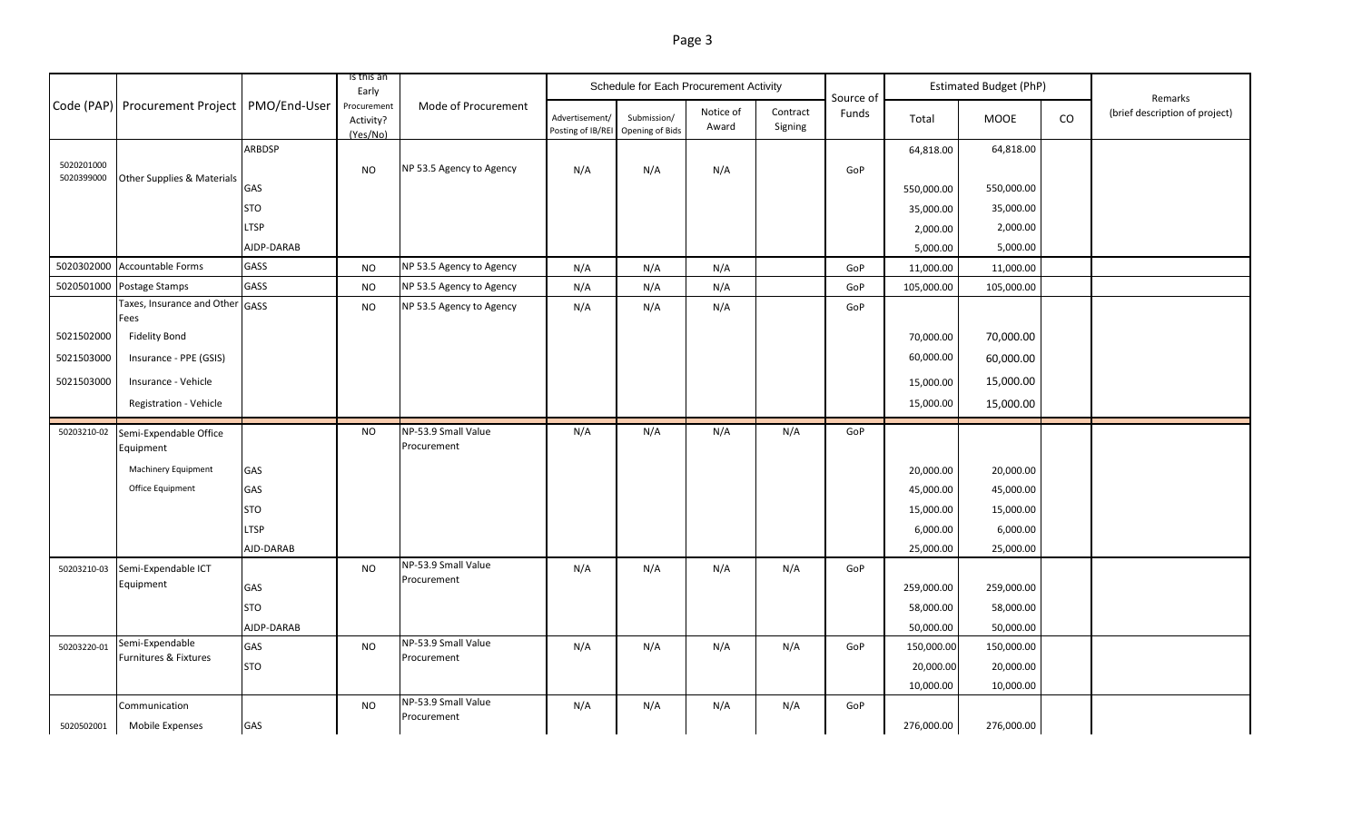| Code (PAP) | Procurement Project | PMO/End-User | Is this an Early Procurement Activity? (Yes/No) | Mode of Procurement | Schedule for Each Procurement Activity | | | | Source of Funds | Estimated Budget (PhP) | | | Remarks (brief description of project) |
|---|---|---|---|---|---|---|---|---|---|---|---|---|---|
| | | | | | Advertisement/ Posting of IB/REI | Submission/ Opening of Bids | Notice of Award | Contract Signing | | Total | MOOE | CO | |
| 5020201000 5020399000 | Other Supplies & Materials | ARBDSP | NO | NP 53.5 Agency to Agency | N/A | N/A | N/A | | GoP | 64,818.00 | 64,818.00 | | |
| | | GAS | | | | | | | | 550,000.00 | 550,000.00 | | |
| | | STO | | | | | | | | 35,000.00 | 35,000.00 | | |
| | | LTSP | | | | | | | | 2,000.00 | 2,000.00 | | |
| | | AJDP-DARAB | | | | | | | | 5,000.00 | 5,000.00 | | |
| 5020302000 | Accountable Forms | GASS | NO | NP 53.5 Agency to Agency | N/A | N/A | N/A | | GoP | 11,000.00 | 11,000.00 | | |
| 5020501000 | Postage Stamps | GASS | NO | NP 53.5 Agency to Agency | N/A | N/A | N/A | | GoP | 105,000.00 | 105,000.00 | | |
| | Taxes, Insurance and Other Fees | GASS | NO | NP 53.5 Agency to Agency | N/A | N/A | N/A | | GoP | | | | |
| 5021502000 | Fidelity Bond | | | | | | | | | 70,000.00 | 70,000.00 | | |
| 5021503000 | Insurance - PPE (GSIS) | | | | | | | | | 60,000.00 | 60,000.00 | | |
| 5021503000 | Insurance - Vehicle | | | | | | | | | 15,000.00 | 15,000.00 | | |
| | Registration - Vehicle | | | | | | | | | 15,000.00 | 15,000.00 | | |
| 50203210-02 | Semi-Expendable Office Equipment | | NO | NP-53.9 Small Value Procurement | N/A | N/A | N/A | N/A | GoP | | | | |
| | Machinery Equipment | GAS | | | | | | | | 20,000.00 | 20,000.00 | | |
| | Office Equipment | GAS | | | | | | | | 45,000.00 | 45,000.00 | | |
| | | STO | | | | | | | | 15,000.00 | 15,000.00 | | |
| | | LTSP | | | | | | | | 6,000.00 | 6,000.00 | | |
| | | AJD-DARAB | | | | | | | | 25,000.00 | 25,000.00 | | |
| 50203210-03 | Semi-Expendable ICT Equipment | | NO | NP-53.9 Small Value Procurement | N/A | N/A | N/A | N/A | GoP | | | | |
| | | GAS | | | | | | | | 259,000.00 | 259,000.00 | | |
| | | STO | | | | | | | | 58,000.00 | 58,000.00 | | |
| | | AJDP-DARAB | | | | | | | | 50,000.00 | 50,000.00 | | |
| 50203220-01 | Semi-Expendable Furnitures & Fixtures | GAS | NO | NP-53.9 Small Value Procurement | N/A | N/A | N/A | N/A | GoP | 150,000.00 | 150,000.00 | | |
| | | STO | | | | | | | | 20,000.00 | 20,000.00 | | |
| | | | | | | | | | | 10,000.00 | 10,000.00 | | |
| | Communication | | NO | NP-53.9 Small Value Procurement | N/A | N/A | N/A | N/A | GoP | | | | |
| 5020502001 | Mobile Expenses | GAS | | | | | | | | 276,000.00 | 276,000.00 | | |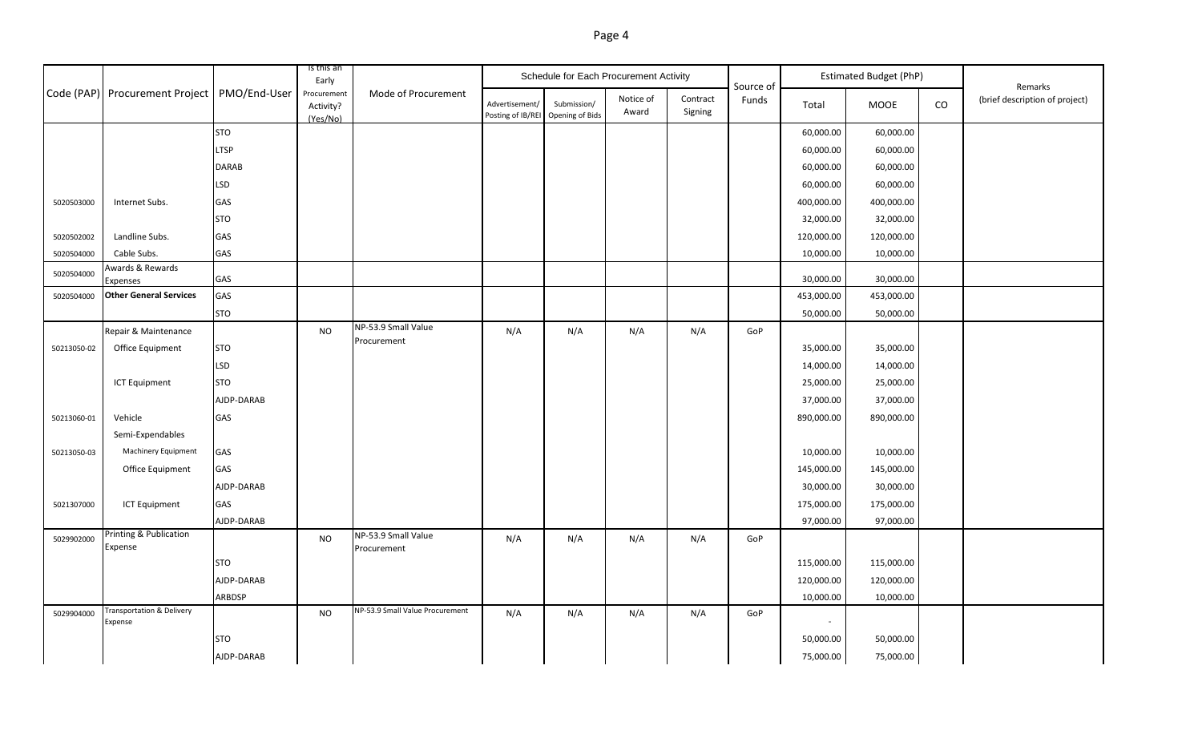| Code (PAP) | Procurement Project | PMO/End-User | Is this an Early Procurement Activity? (Yes/No) | Mode of Procurement | Schedule for Each Procurement Activity | | | | Source of Funds | Estimated Budget (PhP) | | | Remarks (brief description of project) |
|---|---|---|---|---|---|---|---|---|---|---|---|---|---|
| | | | | | Advertisement/ Posting of IB/REI | Submission/ Opening of Bids | Notice of Award | Contract Signing | | Total | MOOE | CO | |
| | | STO | | | | | | | | 60,000.00 | 60,000.00 | | |
| | | LTSP | | | | | | | | 60,000.00 | 60,000.00 | | |
| | | DARAB | | | | | | | | 60,000.00 | 60,000.00 | | |
| | | LSD | | | | | | | | 60,000.00 | 60,000.00 | | |
| 5020503000 | Internet Subs. | GAS | | | | | | | | 400,000.00 | 400,000.00 | | |
| | | STO | | | | | | | | 32,000.00 | 32,000.00 | | |
| 5020502002 | Landline Subs. | GAS | | | | | | | | 120,000.00 | 120,000.00 | | |
| 5020504000 | Cable Subs. | GAS | | | | | | | | 10,000.00 | 10,000.00 | | |
| 5020504000 | Awards & Rewards Expenses | GAS | | | | | | | | 30,000.00 | 30,000.00 | | |
| 5020504000 | **Other General Services** | GAS | | | | | | | | 453,000.00 | 453,000.00 | | |
| | | STO | | | | | | | | 50,000.00 | 50,000.00 | | |
| | Repair & Maintenance | | NO | NP-53.9 Small Value Procurement | N/A | N/A | N/A | N/A | GoP | | | | |
| 50213050-02 | Office Equipment | STO | | | | | | | | 35,000.00 | 35,000.00 | | |
| | | LSD | | | | | | | | 14,000.00 | 14,000.00 | | |
| | ICT Equipment | STO | | | | | | | | 25,000.00 | 25,000.00 | | |
| | | AJDP-DARAB | | | | | | | | 37,000.00 | 37,000.00 | | |
| 50213060-01 | Vehicle | GAS | | | | | | | | 890,000.00 | 890,000.00 | | |
| | Semi-Expendables | | | | | | | | | | | | |
| 50213050-03 | Machinery Equipment | GAS | | | | | | | | 10,000.00 | 10,000.00 | | |
| | Office Equipment | GAS | | | | | | | | 145,000.00 | 145,000.00 | | |
| | | AJDP-DARAB | | | | | | | | 30,000.00 | 30,000.00 | | |
| 5021307000 | ICT Equipment | GAS | | | | | | | | 175,000.00 | 175,000.00 | | |
| | | AJDP-DARAB | | | | | | | | 97,000.00 | 97,000.00 | | |
| 5029902000 | Printing & Publication Expense | | NO | NP-53.9 Small Value Procurement | N/A | N/A | N/A | N/A | GoP | | | | |
| | | STO | | | | | | | | 115,000.00 | 115,000.00 | | |
| | | AJDP-DARAB | | | | | | | | 120,000.00 | 120,000.00 | | |
| | | ARBDSP | | | | | | | | 10,000.00 | 10,000.00 | | |
| 5029904000 | Transportation & Delivery Expense | | NO | NP-53.9 Small Value Procurement | N/A | N/A | N/A | N/A | GoP | - | | | |
| | | STO | | | | | | | | 50,000.00 | 50,000.00 | | |
| | | AJDP-DARAB | | | | | | | | 75,000.00 | 75,000.00 | | |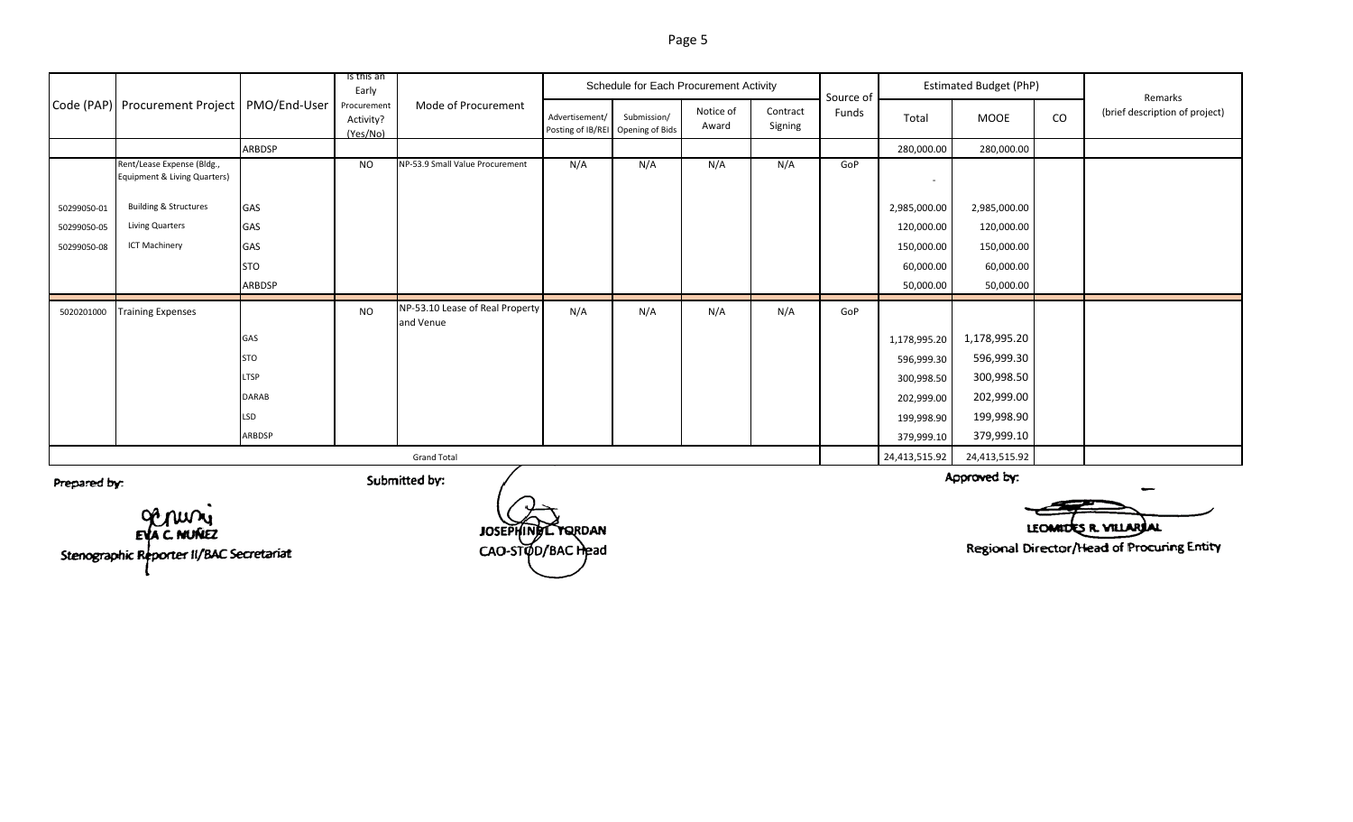| Code (PAP) | Procurement Project | PMO/End-User | Is this an Early Procurement Activity? (Yes/No) | Mode of Procurement | Schedule for Each Procurement Activity | | | | Source of Funds | Estimated Budget (PhP) | | | Remarks (brief description of project) |
|---|---|---|---|---|---|---|---|---|---|---|---|---|---|
| | | | | | Advertisement/ Posting of IB/REI | Submission/ Opening of Bids | Notice of Award | Contract Signing | | Total | MOOE | CO | |
| | | ARBDSP | | | | | | | | 280,000.00 | 280,000.00 | | |
| | Rent/Lease Expense (Bldg., Equipment & Living Quarters) | | NO | NP-53.9 Small Value Procurement | N/A | N/A | N/A | N/A | GoP | - | | | |
| 50299050-01 | Building & Structures | GAS | | | | | | | | 2,985,000.00 | 2,985,000.00 | | |
| 50299050-05 | Living Quarters | GAS | | | | | | | | 120,000.00 | 120,000.00 | | |
| 50299050-08 | ICT Machinery | GAS | | | | | | | | 150,000.00 | 150,000.00 | | |
| | | STO | | | | | | | | 60,000.00 | 60,000.00 | | |
| | | ARBDSP | | | | | | | | 50,000.00 | 50,000.00 | | |
| 5020201000 | Training Expenses | | NO | NP-53.10 Lease of Real Property and Venue | N/A | N/A | N/A | N/A | GoP | | | | |
| | | GAS | | | | | | | | 1,178,995.20 | 1,178,995.20 | | |
| | | STO | | | | | | | | 596,999.30 | 596,999.30 | | |
| | | LTSP | | | | | | | | 300,998.50 | 300,998.50 | | |
| | | DARAB | | | | | | | | 202,999.00 | 202,999.00 | | |
| | | LSD | | | | | | | | 199,998.90 | 199,998.90 | | |
| | | ARBDSP | | | | | | | | 379,999.10 | 379,999.10 | | |
| | | | | Grand Total | | | | | | 24,413,515.92 | 24,413,515.92 | | |

Prepared by:

EVA C. NUÑEZ
Stenographic Reporter II/BAC Secretariat

Submitted by:

JOSEPHINE L. YORDAN
CAO-STOD/BAC Head

Approved by:

LEONIDES R. VILLARIAL
Regional Director/Head of Procuring Entity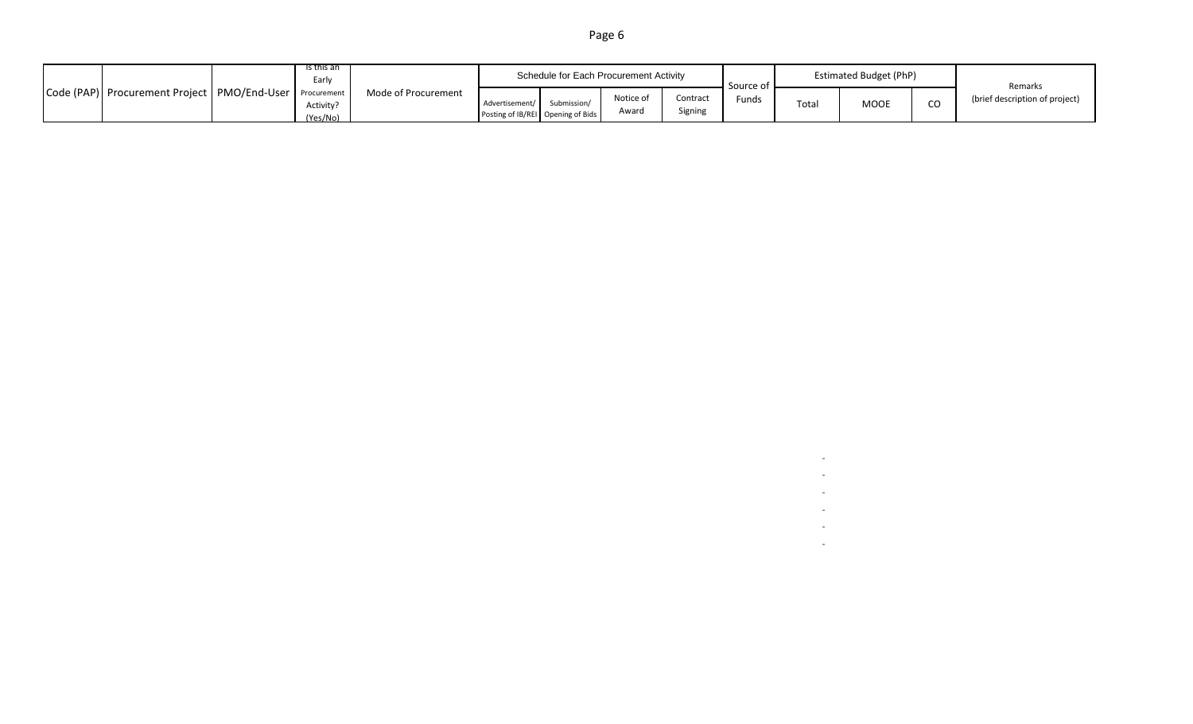| Code (PAP) | Procurement Project | PMO/End-User | Is this an Early Procurement Activity? (Yes/No) | Mode of Procurement | Schedule for Each Procurement Activity | | | | Source of Funds | Estimated Budget (PhP) | | | Remarks (brief description of project) |
|---|---|---|---|---|---|---|---|---|---|---|---|---|---|
| | | | | | Advertisement/ Posting of IB/REI | Submission/ Opening of Bids | Notice of Award | Contract Signing | | Total | MOOE | CO | |
| | | | | | | | | | | - | | | |
| | | | | | | | | | | - | | | |
| | | | | | | | | | | - | | | |
| | | | | | | | | | | - | | | |
| | | | | | | | | | | - | | | |
| | | | | | | | | | | - | | | |